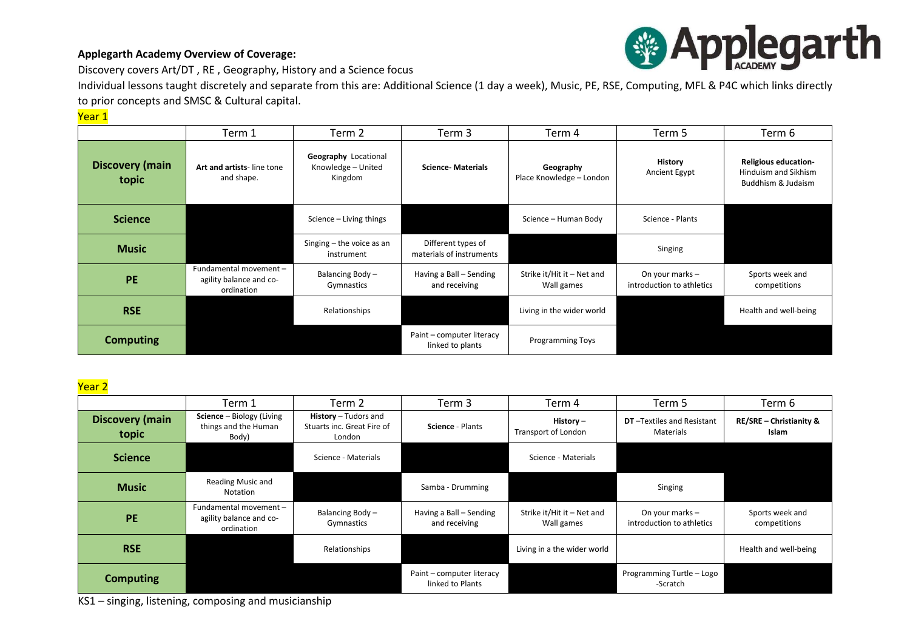**Applegarth Academy Overview of Coverage:**

Discovery covers Art/DT , RE , Geography, History and a Science focus

Individual lessons taught discretely and separate from this are: Additional Science (1 day a week), Music, PE, RSE, Computing, MFL & P4C which links directly to prior concepts and SMSC & Cultural capital.

## Year 1

| | Term 1 | Term 2 | Term 3 | Term 4 | Term 5 | Term 6 |
|---|---|---|---|---|---|---|
| **Discovery (main topic** | **Art and artists**- line tone and shape. | **Geography** Locational Knowledge – United Kingdom | **Science- Materials** | **Geography** Place Knowledge – London | **History** Ancient Egypt | **Religious education-** Hinduism and Sikhism Buddhism & Judaism |
| **Science** | | Science – Living things | | Science – Human Body | Science - Plants | |
| **Music** | | Singing – the voice as an instrument | Different types of materials of instruments | | Singing | |
| **PE** | Fundamental movement – agility balance and co-ordination | Balancing Body – Gymnastics | Having a Ball – Sending and receiving | Strike it/Hit it – Net and Wall games | On your marks – introduction to athletics | Sports week and competitions |
| **RSE** | | Relationships | | Living in the wider world | | Health and well-being |
| **Computing** | | | Paint – computer literacy linked to plants | Programming Toys | | |

## Year 2

| | Term 1 | Term 2 | Term 3 | Term 4 | Term 5 | Term 6 |
|---|---|---|---|---|---|---|
| **Discovery (main topic** | **Science** – Biology (Living things and the Human Body) | **History** – Tudors and Stuarts inc. Great Fire of London | **Science** - Plants | **History** – Transport of London | **DT** –Textiles and Resistant Materials | **RE/SRE – Christianity & Islam** |
| **Science** | | Science - Materials | | Science - Materials | | |
| **Music** | Reading Music and Notation | | Samba - Drumming | | Singing | |
| **PE** | Fundamental movement – agility balance and co-ordination | Balancing Body – Gymnastics | Having a Ball – Sending and receiving | Strike it/Hit it – Net and Wall games | On your marks – introduction to athletics | Sports week and competitions |
| **RSE** | | Relationships | | Living in a the wider world | | Health and well-being |
| **Computing** | | | Paint – computer literacy linked to Plants | | Programming Turtle – Logo -Scratch | |

KS1 – singing, listening, composing and musicianship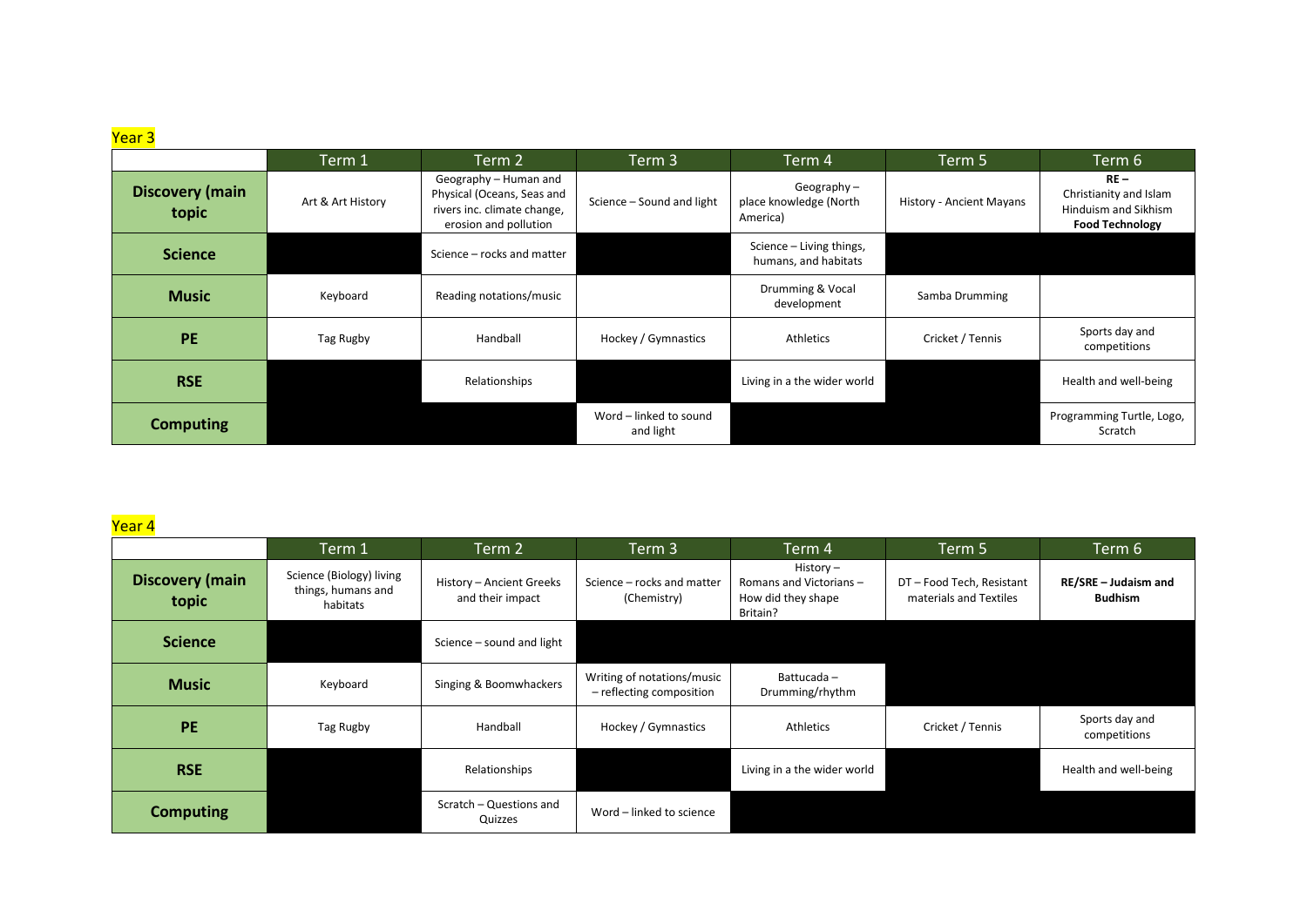## Year 3

| | Term 1 | Term 2 | Term 3 | Term 4 | Term 5 | Term 6 |
|---|---|---|---|---|---|---|
| **Discovery (main topic** | Art & Art History | Geography – Human and Physical (Oceans, Seas and rivers inc. climate change, erosion and pollution | Science – Sound and light | Geography – place knowledge (North America) | History - Ancient Mayans | **RE –** Christianity and Islam Hinduism and Sikhism **Food Technology** |
| **Science** | | Science – rocks and matter | | Science – Living things, humans, and habitats | | |
| **Music** | Keyboard | Reading notations/music | | Drumming & Vocal development | Samba Drumming | |
| **PE** | Tag Rugby | Handball | Hockey / Gymnastics | Athletics | Cricket / Tennis | Sports day and competitions |
| **RSE** | | Relationships | | Living in a the wider world | | Health and well-being |
| **Computing** | | | Word – linked to sound and light | | | Programming Turtle, Logo, Scratch |

## Year 4

| | Term 1 | Term 2 | Term 3 | Term 4 | Term 5 | Term 6 |
|---|---|---|---|---|---|---|
| **Discovery (main topic** | Science (Biology) living things, humans and habitats | History – Ancient Greeks and their impact | Science – rocks and matter (Chemistry) | History – Romans and Victorians – How did they shape Britain? | DT – Food Tech, Resistant materials and Textiles | **RE/SRE – Judaism and Budhism** |
| **Science** | | Science – sound and light | | | | |
| **Music** | Keyboard | Singing & Boomwhackers | Writing of notations/music – reflecting composition | Battucada – Drumming/rhythm | | |
| **PE** | Tag Rugby | Handball | Hockey / Gymnastics | Athletics | Cricket / Tennis | Sports day and competitions |
| **RSE** | | Relationships | | Living in a the wider world | | Health and well-being |
| **Computing** | | Scratch – Questions and Quizzes | Word – linked to science | | | |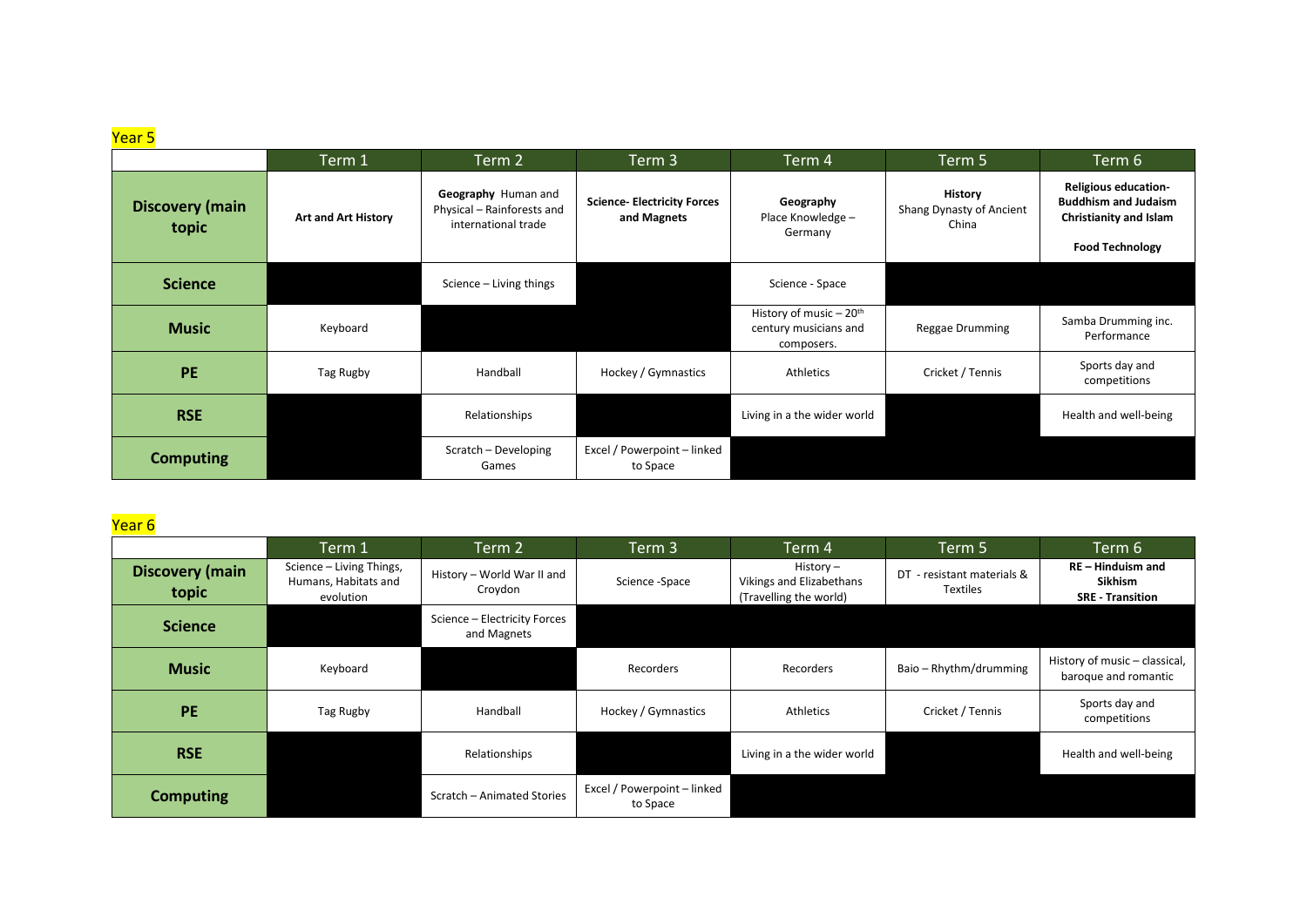Year 5

| | Term 1 | Term 2 | Term 3 | Term 4 | Term 5 | Term 6 |
|---|---|---|---|---|---|---|
| **Discovery (main topic** | **Art and Art History** | **Geography** Human and Physical – Rainforests and international trade | **Science- Electricity Forces and Magnets** | **Geography** Place Knowledge – Germany | **History** Shang Dynasty of Ancient China | **Religious education- Buddhism and Judaism Christianity and Islam** **Food Technology** |
| **Science** | | Science – Living things | | Science - Space | | |
| **Music** | Keyboard | | | History of music – 20th century musicians and composers. | Reggae Drumming | Samba Drumming inc. Performance |
| **PE** | Tag Rugby | Handball | Hockey / Gymnastics | Athletics | Cricket / Tennis | Sports day and competitions |
| **RSE** | | Relationships | | Living in a the wider world | | Health and well-being |
| **Computing** | | Scratch – Developing Games | Excel / Powerpoint – linked to Space | | | |

Year 6

| | Term 1 | Term 2 | Term 3 | Term 4 | Term 5 | Term 6 |
|---|---|---|---|---|---|---|
| **Discovery (main topic** | Science – Living Things, Humans, Habitats and evolution | History – World War II and Croydon | Science -Space | History – Vikings and Elizabethans (Travelling the world) | DT - resistant materials & Textiles | **RE – Hinduism and Sikhism** **SRE - Transition** |
| **Science** | | Science – Electricity Forces and Magnets | | | | |
| **Music** | Keyboard | | Recorders | Recorders | Baio – Rhythm/drumming | History of music – classical, baroque and romantic |
| **PE** | Tag Rugby | Handball | Hockey / Gymnastics | Athletics | Cricket / Tennis | Sports day and competitions |
| **RSE** | | Relationships | | Living in a the wider world | | Health and well-being |
| **Computing** | | Scratch – Animated Stories | Excel / Powerpoint – linked to Space | | | |